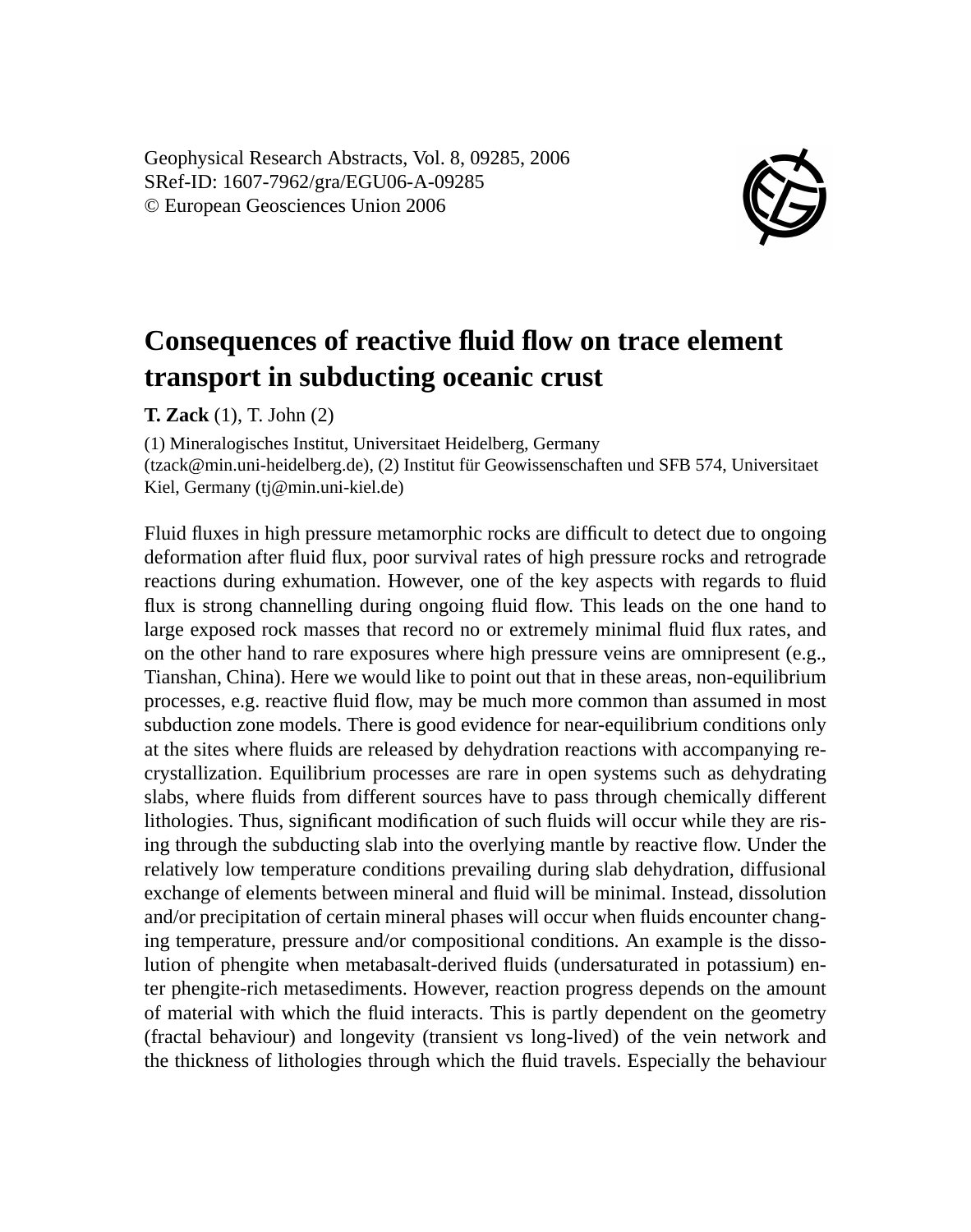Geophysical Research Abstracts, Vol. 8, 09285, 2006
SRef-ID: 1607-7962/gra/EGU06-A-09285
© European Geosciences Union 2006

# Consequences of reactive fluid flow on trace element transport in subducting oceanic crust

**T. Zack** (1), T. John (2)

(1) Mineralogisches Institut, Universitaet Heidelberg, Germany (tzack@min.uni-heidelberg.de), (2) Institut für Geowissenschaften und SFB 574, Universitaet Kiel, Germany (tj@min.uni-kiel.de)

Fluid fluxes in high pressure metamorphic rocks are difficult to detect due to ongoing deformation after fluid flux, poor survival rates of high pressure rocks and retrograde reactions during exhumation. However, one of the key aspects with regards to fluid flux is strong channelling during ongoing fluid flow. This leads on the one hand to large exposed rock masses that record no or extremely minimal fluid flux rates, and on the other hand to rare exposures where high pressure veins are omnipresent (e.g., Tianshan, China). Here we would like to point out that in these areas, non-equilibrium processes, e.g. reactive fluid flow, may be much more common than assumed in most subduction zone models. There is good evidence for near-equilibrium conditions only at the sites where fluids are released by dehydration reactions with accompanying recrystallization. Equilibrium processes are rare in open systems such as dehydrating slabs, where fluids from different sources have to pass through chemically different lithologies. Thus, significant modification of such fluids will occur while they are rising through the subducting slab into the overlying mantle by reactive flow. Under the relatively low temperature conditions prevailing during slab dehydration, diffusional exchange of elements between mineral and fluid will be minimal. Instead, dissolution and/or precipitation of certain mineral phases will occur when fluids encounter changing temperature, pressure and/or compositional conditions. An example is the dissolution of phengite when metabasalt-derived fluids (undersaturated in potassium) enter phengite-rich metasediments. However, reaction progress depends on the amount of material with which the fluid interacts. This is partly dependent on the geometry (fractal behaviour) and longevity (transient vs long-lived) of the vein network and the thickness of lithologies through which the fluid travels. Especially the behaviour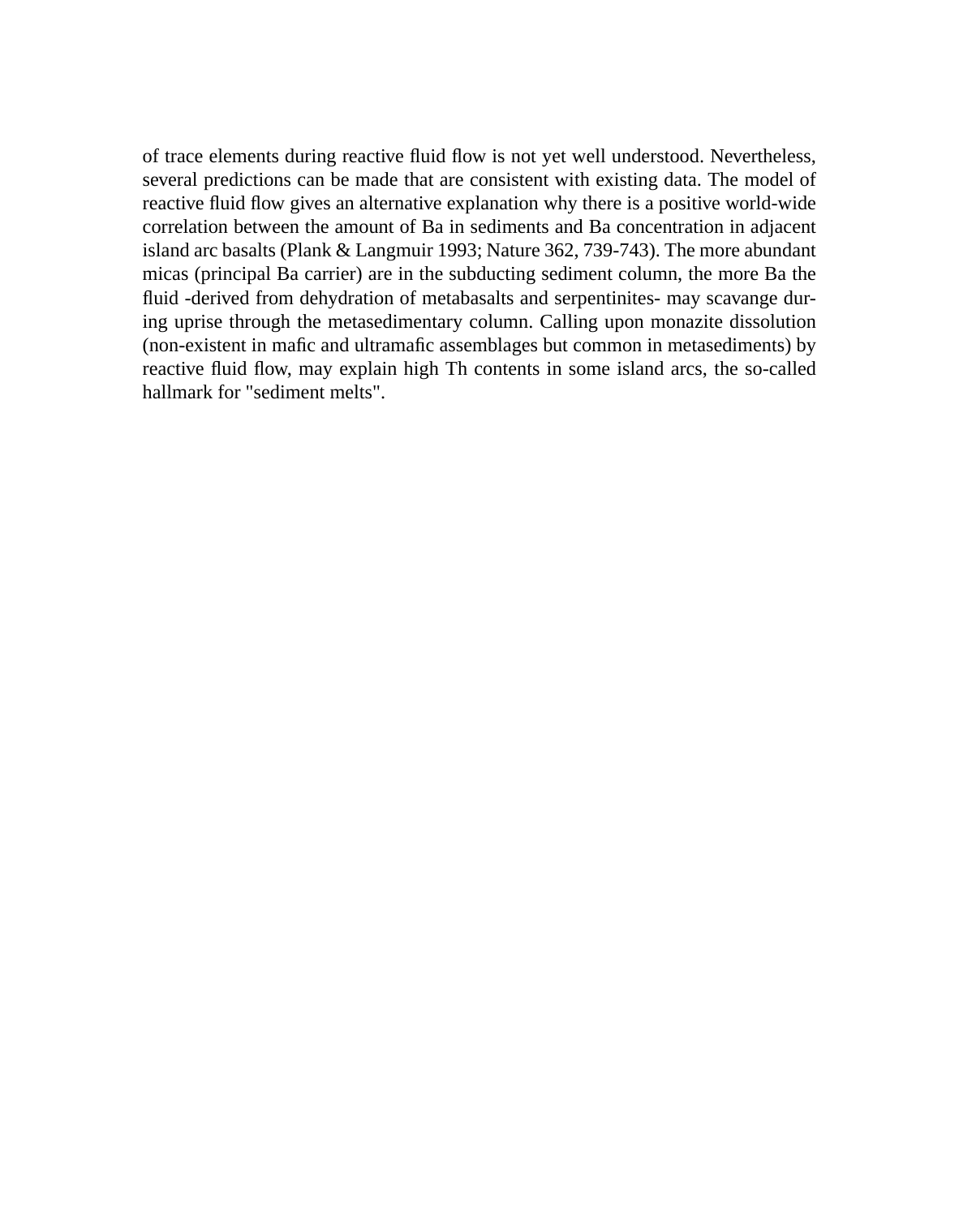of trace elements during reactive fluid flow is not yet well understood. Nevertheless, several predictions can be made that are consistent with existing data. The model of reactive fluid flow gives an alternative explanation why there is a positive world-wide correlation between the amount of Ba in sediments and Ba concentration in adjacent island arc basalts (Plank & Langmuir 1993; Nature 362, 739-743). The more abundant micas (principal Ba carrier) are in the subducting sediment column, the more Ba the fluid -derived from dehydration of metabasalts and serpentinites- may scavange during uprise through the metasedimentary column. Calling upon monazite dissolution (non-existent in mafic and ultramafic assemblages but common in metasediments) by reactive fluid flow, may explain high Th contents in some island arcs, the so-called hallmark for "sediment melts".